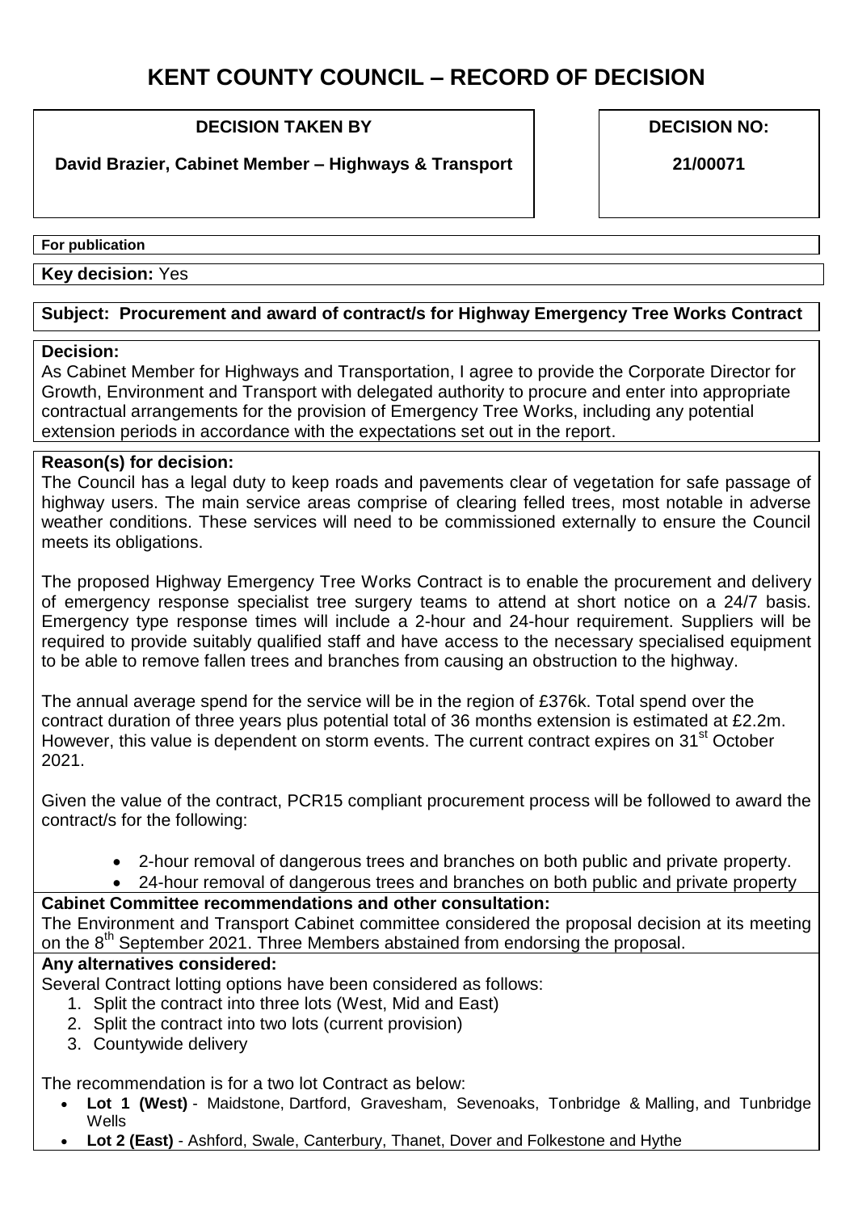# KENT COUNTY COUNCIL – RECORD OF DECISION

**DECISION TAKEN BY**

**David Brazier, Cabinet Member – Highways & Transport**

**DECISION NO:**

**21/00071**

**For publication**

**Key decision:** Yes

**Subject: Procurement and award of contract/s for Highway Emergency Tree Works Contract**

**Decision:**

As Cabinet Member for Highways and Transportation, I agree to provide the Corporate Director for Growth, Environment and Transport with delegated authority to procure and enter into appropriate contractual arrangements for the provision of Emergency Tree Works, including any potential extension periods in accordance with the expectations set out in the report.

**Reason(s) for decision:**

The Council has a legal duty to keep roads and pavements clear of vegetation for safe passage of highway users. The main service areas comprise of clearing felled trees, most notable in adverse weather conditions. These services will need to be commissioned externally to ensure the Council meets its obligations.

The proposed Highway Emergency Tree Works Contract is to enable the procurement and delivery of emergency response specialist tree surgery teams to attend at short notice on a 24/7 basis. Emergency type response times will include a 2-hour and 24-hour requirement. Suppliers will be required to provide suitably qualified staff and have access to the necessary specialised equipment to be able to remove fallen trees and branches from causing an obstruction to the highway.

The annual average spend for the service will be in the region of £376k. Total spend over the contract duration of three years plus potential total of 36 months extension is estimated at £2.2m. However, this value is dependent on storm events. The current contract expires on 31st October 2021.

Given the value of the contract, PCR15 compliant procurement process will be followed to award the contract/s for the following:

- 2-hour removal of dangerous trees and branches on both public and private property.
- 24-hour removal of dangerous trees and branches on both public and private property

**Cabinet Committee recommendations and other consultation:**

The Environment and Transport Cabinet committee considered the proposal decision at its meeting on the 8th September 2021. Three Members abstained from endorsing the proposal.

**Any alternatives considered:**

Several Contract lotting options have been considered as follows:

1. Split the contract into three lots (West, Mid and East)
2. Split the contract into two lots (current provision)
3. Countywide delivery

The recommendation is for a two lot Contract as below:

- **Lot 1 (West)** - Maidstone, Dartford, Gravesham, Sevenoaks, Tonbridge & Malling, and Tunbridge Wells
- **Lot 2 (East)** - Ashford, Swale, Canterbury, Thanet, Dover and Folkestone and Hythe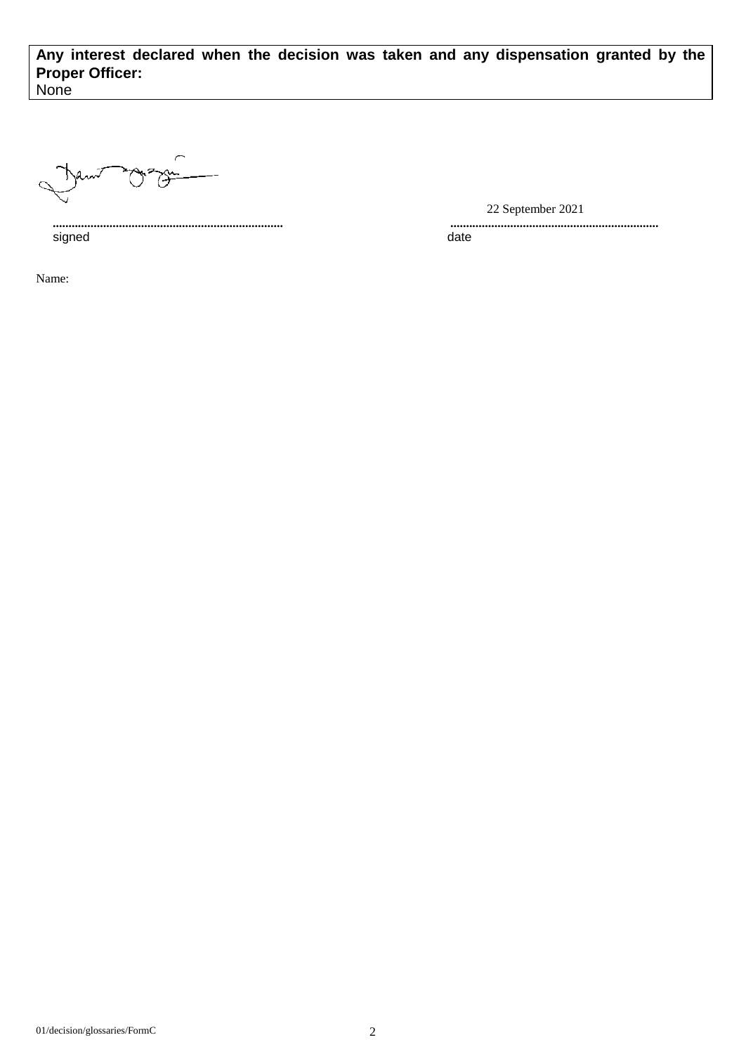**Any interest declared when the decision was taken and any dispensation granted by the Proper Officer:**
None

22 September 2021

........................................................................ ........................................................................
signed date

Name:

01/decision/glossaries/FormC